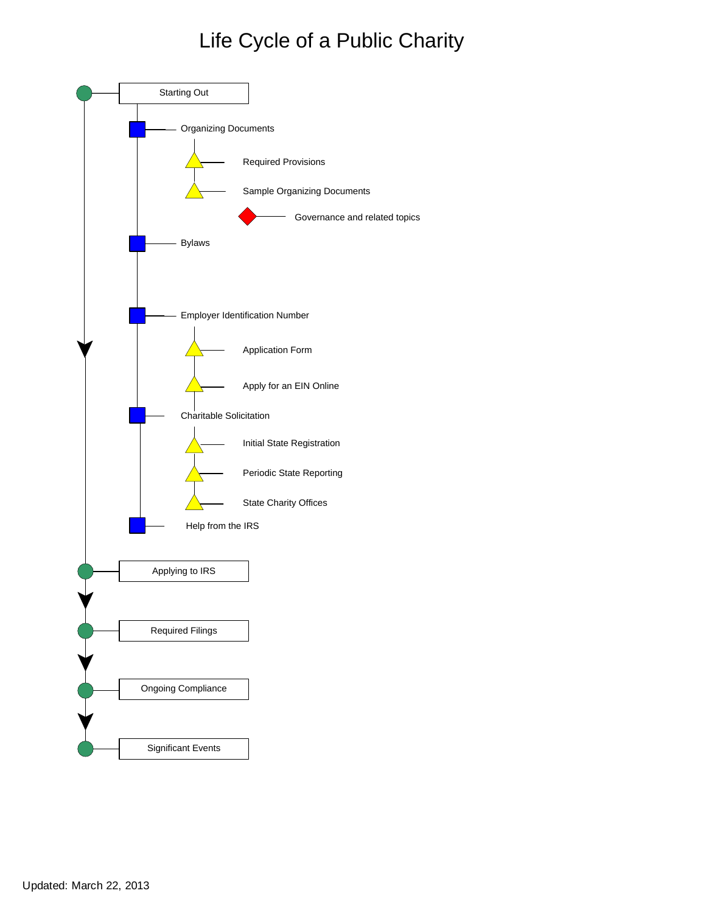# Life Cycle of a Public Charity

- Starting Out
  - Organizing Documents
    - Required Provisions
    - Sample Organizing Documents
      - Governance and related topics
  - Bylaws
  - Employer Identification Number
    - Application Form
    - Apply for an EIN Online
  - Charitable Solicitation
    - Initial State Registration
    - Periodic State Reporting
    - State Charity Offices
  - Help from the IRS
- Applying to IRS
- Required Filings
- Ongoing Compliance
- Significant Events

Updated: March 22, 2013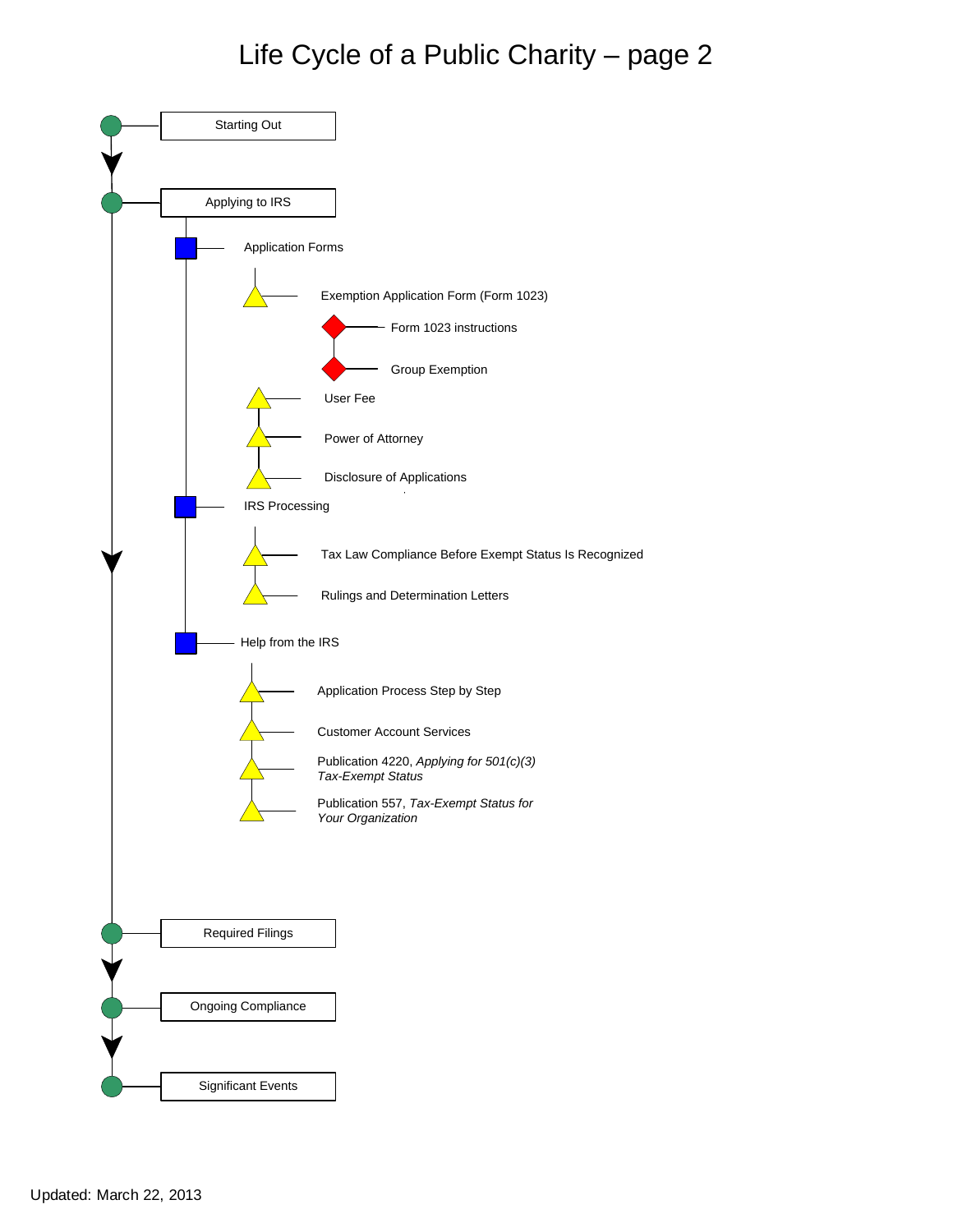# Life Cycle of a Public Charity – page 2

- Starting Out
- Applying to IRS
  - Application Forms
    - Exemption Application Form (Form 1023)
      - Form 1023 instructions
      - Group Exemption
    - User Fee
    - Power of Attorney
    - Disclosure of Applications
  - IRS Processing
    - Tax Law Compliance Before Exempt Status Is Recognized
    - Rulings and Determination Letters
  - Help from the IRS
    - Application Process Step by Step
    - Customer Account Services
    - Publication 4220, *Applying for 501(c)(3) Tax-Exempt Status*
    - Publication 557, *Tax-Exempt Status for Your Organization*
- Required Filings
- Ongoing Compliance
- Significant Events

Updated: March 22, 2013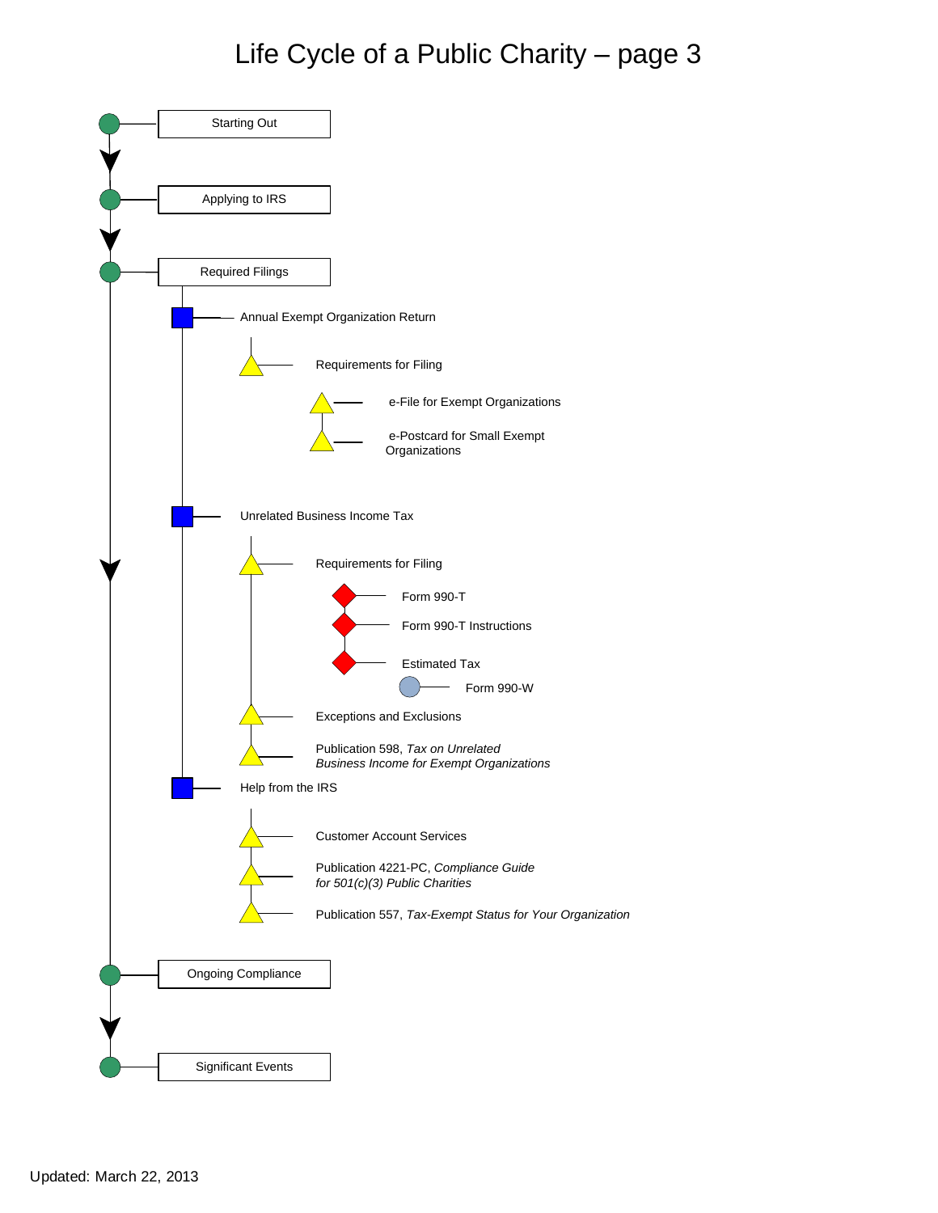# Life Cycle of a Public Charity – page 3

- Starting Out
- Applying to IRS
- Required Filings
  - Annual Exempt Organization Return
    - Requirements for Filing
      - e-File for Exempt Organizations
      - e-Postcard for Small Exempt Organizations
  - Unrelated Business Income Tax
    - Requirements for Filing
      - Form 990-T
      - Form 990-T Instructions
      - Estimated Tax
        - Form 990-W
    - Exceptions and Exclusions
    - Publication 598, *Tax on Unrelated Business Income for Exempt Organizations*
  - Help from the IRS
    - Customer Account Services
    - Publication 4221-PC, *Compliance Guide for 501(c)(3) Public Charities*
    - Publication 557, *Tax-Exempt Status for Your Organization*
- Ongoing Compliance
- Significant Events

Updated: March 22, 2013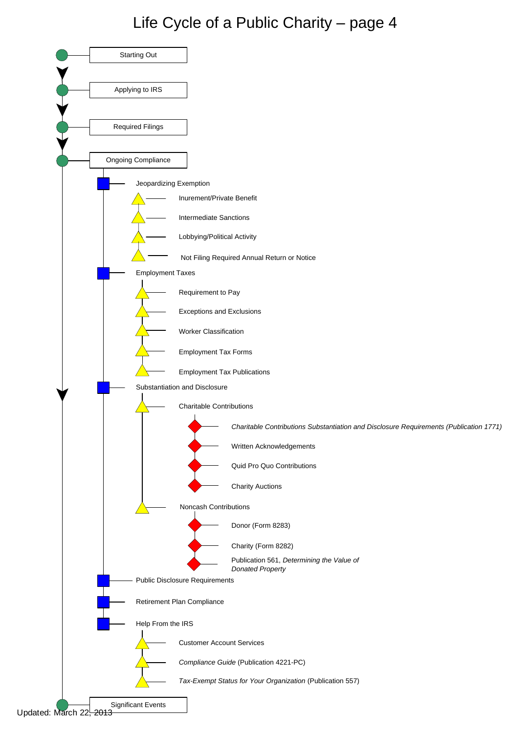# Life Cycle of a Public Charity – page 4

- Starting Out
- Applying to IRS
- Required Filings
- Ongoing Compliance
  - Jeopardizing Exemption
    - Inurement/Private Benefit
    - Intermediate Sanctions
    - Lobbying/Political Activity
    - Not Filing Required Annual Return or Notice
  - Employment Taxes
    - Requirement to Pay
    - Exceptions and Exclusions
    - Worker Classification
    - Employment Tax Forms
    - Employment Tax Publications
  - Substantiation and Disclosure
    - Charitable Contributions
      - *Charitable Contributions Substantiation and Disclosure Requirements (Publication 1771)*
      - Written Acknowledgements
      - Quid Pro Quo Contributions
      - Charity Auctions
    - Noncash Contributions
      - Donor (Form 8283)
      - Charity (Form 8282)
      - Publication 561, *Determining the Value of Donated Property*
  - Public Disclosure Requirements
  - Retirement Plan Compliance
  - Help From the IRS
    - Customer Account Services
    - *Compliance Guide* (Publication 4221-PC)
    - *Tax-Exempt Status for Your Organization* (Publication 557)
- Significant Events

Updated: March 22, 2013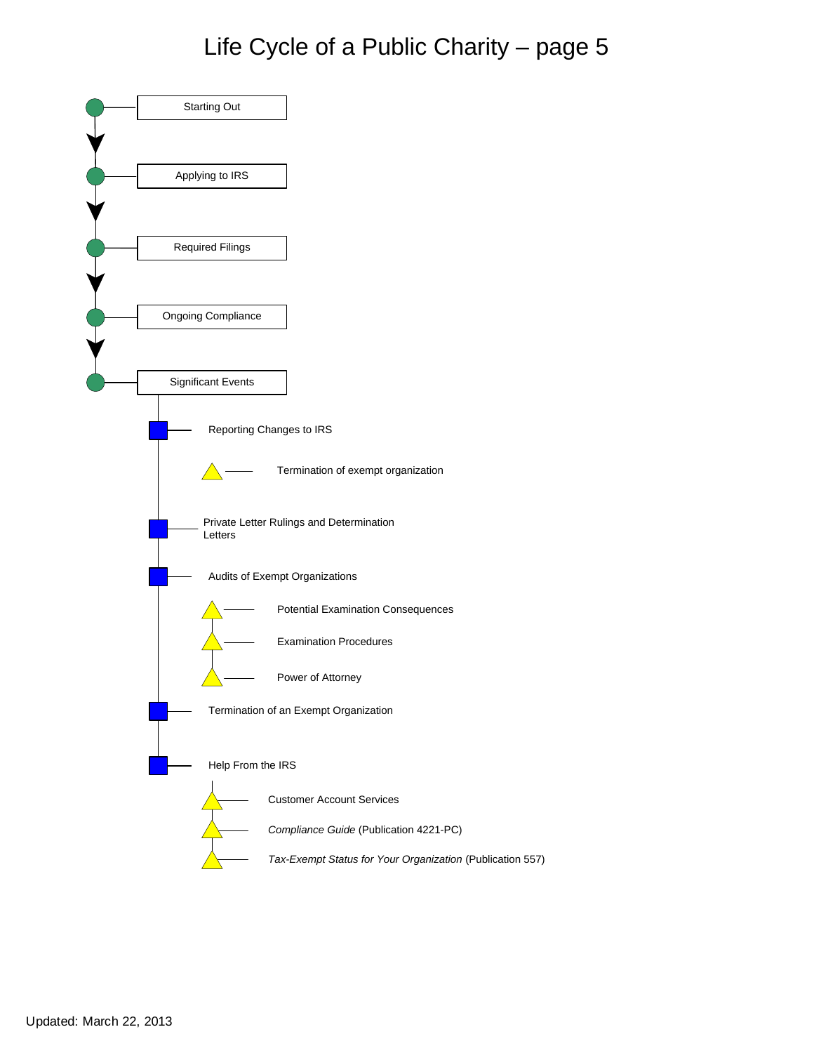# Life Cycle of a Public Charity – page 5

- Starting Out
- Applying to IRS
- Required Filings
- Ongoing Compliance
- Significant Events
  - Reporting Changes to IRS
    - Termination of exempt organization
  - Private Letter Rulings and Determination Letters
  - Audits of Exempt Organizations
    - Potential Examination Consequences
    - Examination Procedures
    - Power of Attorney
  - Termination of an Exempt Organization
  - Help From the IRS
    - Customer Account Services
    - *Compliance Guide* (Publication 4221-PC)
    - *Tax-Exempt Status for Your Organization* (Publication 557)

Updated: March 22, 2013